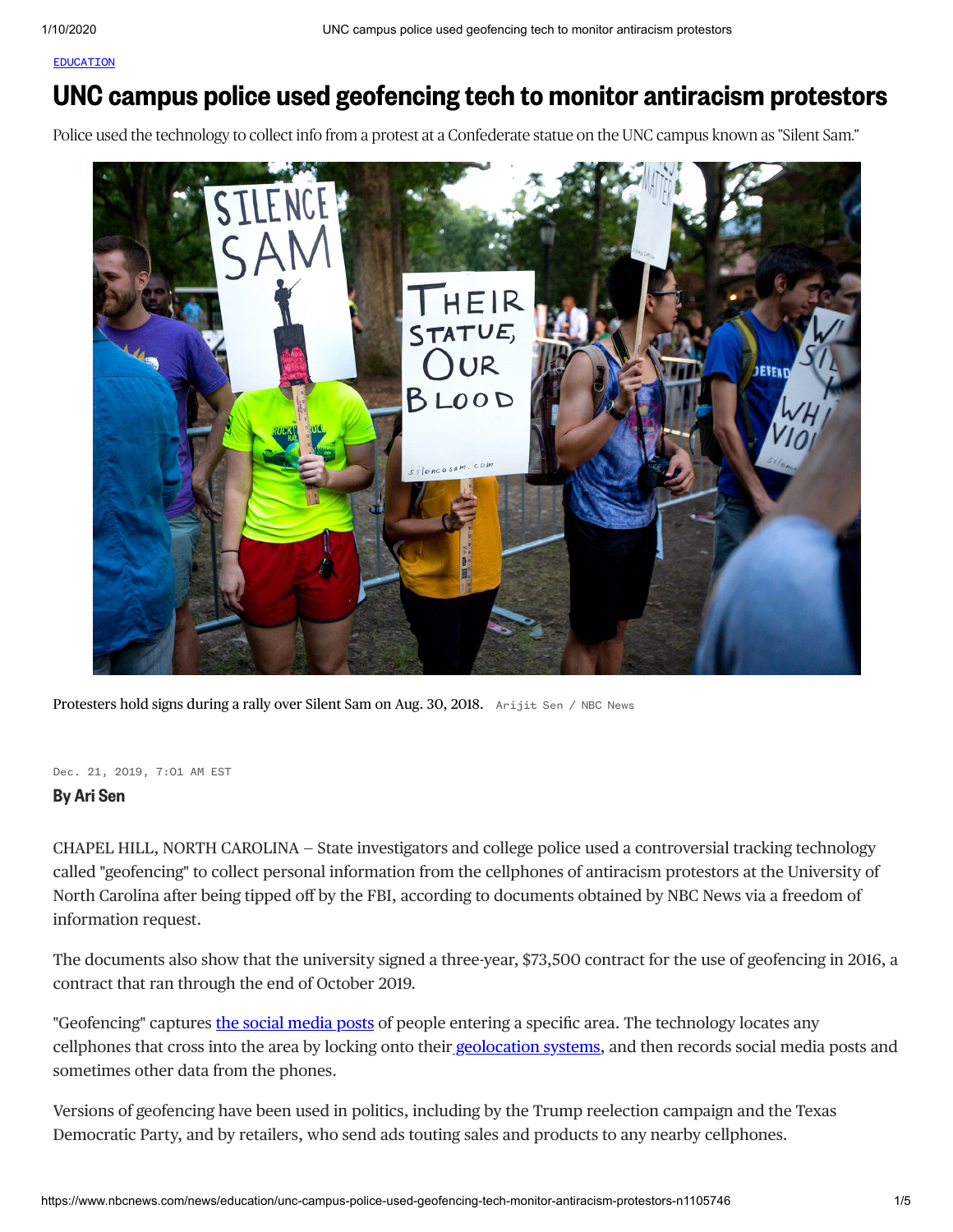EDUCATION

# UNC campus police used geofencing tech to monitor antiracism protestors

Police used the technology to collect info from a protest at a Confederate statue on the UNC campus known as "Silent Sam."

Protesters hold signs during a rally over Silent Sam on Aug. 30, 2018. Arijit Sen / NBC News

Dec. 21, 2019, 7:01 AM EST

**By Ari Sen**

CHAPEL HILL, NORTH CAROLINA – State investigators and college police used a controversial tracking technology called "geofencing" to collect personal information from the cellphones of antiracism protestors at the University of North Carolina after being tipped off by the FBI, according to documents obtained by NBC News via a freedom of information request.

The documents also show that the university signed a three-year, $73,500 contract for the use of geofencing in 2016, a contract that ran through the end of October 2019.

"Geofencing" captures the social media posts of people entering a specific area. The technology locates any cellphones that cross into the area by locking onto their geolocation systems, and then records social media posts and sometimes other data from the phones.

Versions of geofencing have been used in politics, including by the Trump reelection campaign and the Texas Democratic Party, and by retailers, who send ads touting sales and products to any nearby cellphones.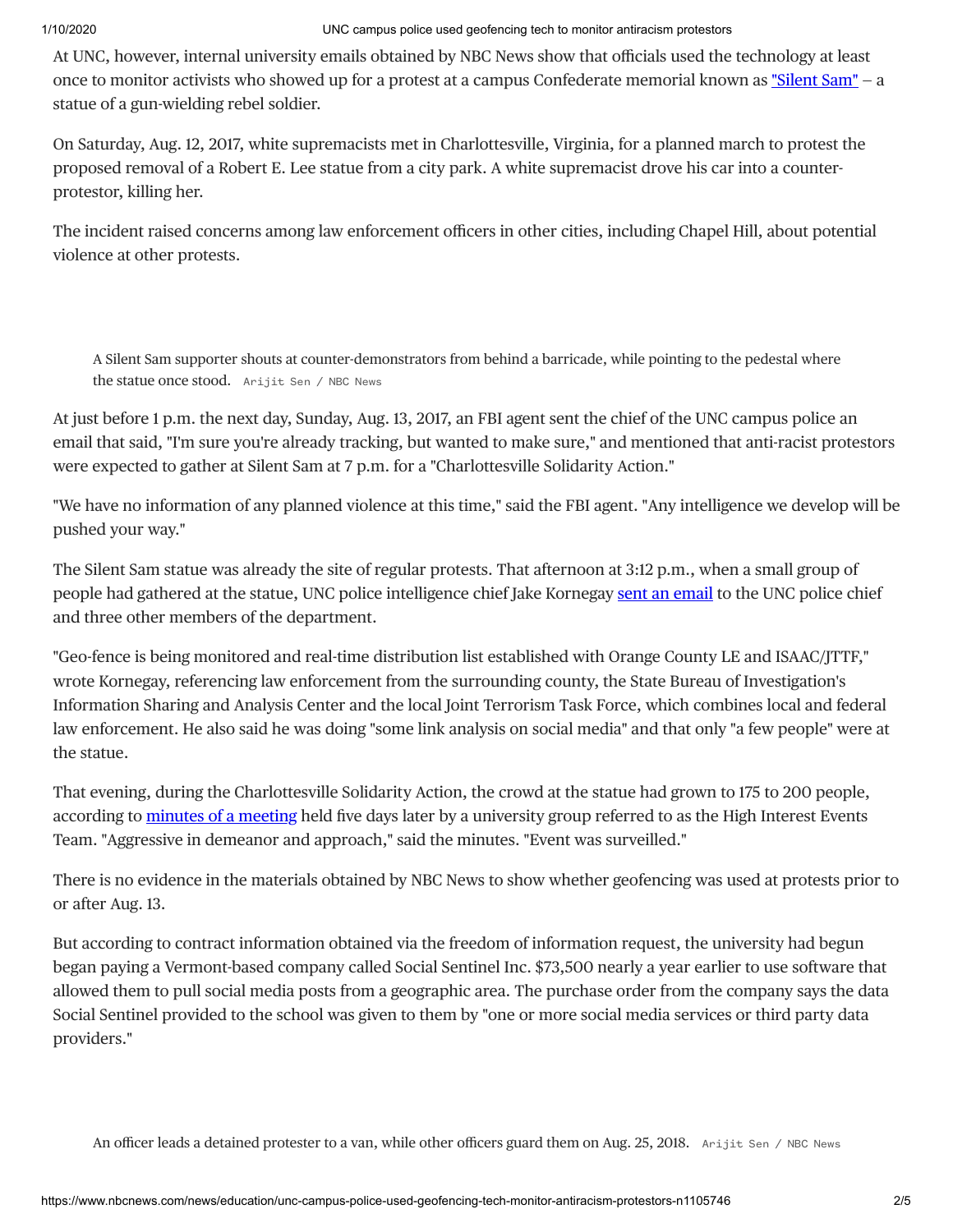At UNC, however, internal university emails obtained by NBC News show that officials used the technology at least once to monitor activists who showed up for a protest at a campus Confederate memorial known as "Silent Sam" – a statue of a gun-wielding rebel soldier.

On Saturday, Aug. 12, 2017, white supremacists met in Charlottesville, Virginia, for a planned march to protest the proposed removal of a Robert E. Lee statue from a city park. A white supremacist drove his car into a counter-protestor, killing her.

The incident raised concerns among law enforcement officers in other cities, including Chapel Hill, about potential violence at other protests.

A Silent Sam supporter shouts at counter-demonstrators from behind a barricade, while pointing to the pedestal where the statue once stood. Arijit Sen / NBC News

At just before 1 p.m. the next day, Sunday, Aug. 13, 2017, an FBI agent sent the chief of the UNC campus police an email that said, "I'm sure you're already tracking, but wanted to make sure," and mentioned that anti-racist protestors were expected to gather at Silent Sam at 7 p.m. for a "Charlottesville Solidarity Action."

"We have no information of any planned violence at this time," said the FBI agent. "Any intelligence we develop will be pushed your way."

The Silent Sam statue was already the site of regular protests. That afternoon at 3:12 p.m., when a small group of people had gathered at the statue, UNC police intelligence chief Jake Kornegay sent an email to the UNC police chief and three other members of the department.

"Geo-fence is being monitored and real-time distribution list established with Orange County LE and ISAAC/JTTF," wrote Kornegay, referencing law enforcement from the surrounding county, the State Bureau of Investigation's Information Sharing and Analysis Center and the local Joint Terrorism Task Force, which combines local and federal law enforcement. He also said he was doing "some link analysis on social media" and that only "a few people" were at the statue.

That evening, during the Charlottesville Solidarity Action, the crowd at the statue had grown to 175 to 200 people, according to minutes of a meeting held five days later by a university group referred to as the High Interest Events Team. "Aggressive in demeanor and approach," said the minutes. "Event was surveilled."

There is no evidence in the materials obtained by NBC News to show whether geofencing was used at protests prior to or after Aug. 13.

But according to contract information obtained via the freedom of information request, the university had begun began paying a Vermont-based company called Social Sentinel Inc. $73,500 nearly a year earlier to use software that allowed them to pull social media posts from a geographic area. The purchase order from the company says the data Social Sentinel provided to the school was given to them by "one or more social media services or third party data providers."

An officer leads a detained protester to a van, while other officers guard them on Aug. 25, 2018. Arijit Sen / NBC News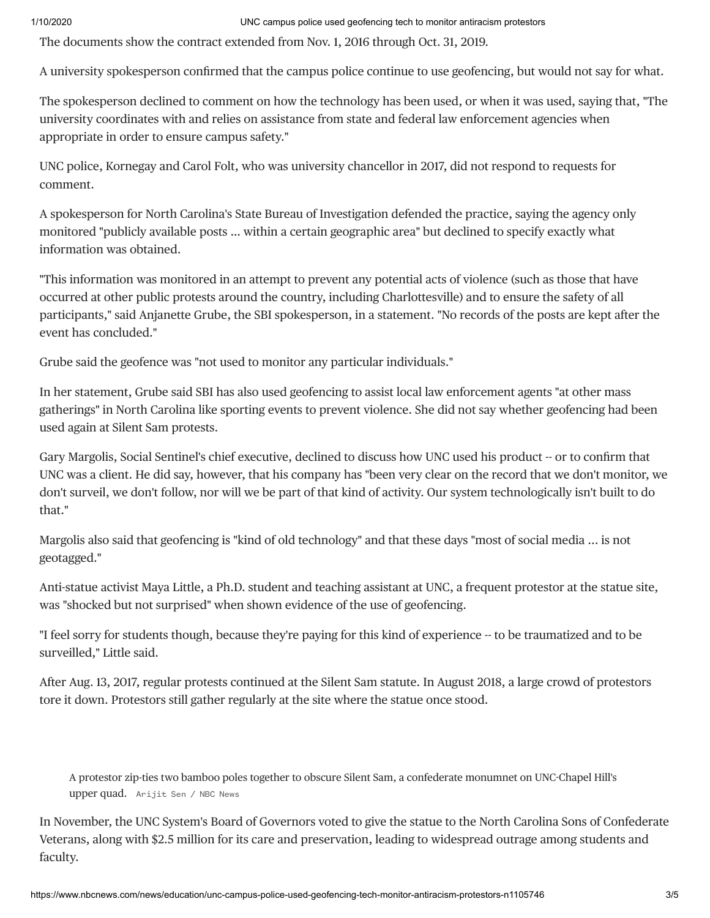The documents show the contract extended from Nov. 1, 2016 through Oct. 31, 2019.

A university spokesperson confirmed that the campus police continue to use geofencing, but would not say for what.

The spokesperson declined to comment on how the technology has been used, or when it was used, saying that, "The university coordinates with and relies on assistance from state and federal law enforcement agencies when appropriate in order to ensure campus safety."

UNC police, Kornegay and Carol Folt, who was university chancellor in 2017, did not respond to requests for comment.

A spokesperson for North Carolina's State Bureau of Investigation defended the practice, saying the agency only monitored "publicly available posts ... within a certain geographic area" but declined to specify exactly what information was obtained.

"This information was monitored in an attempt to prevent any potential acts of violence (such as those that have occurred at other public protests around the country, including Charlottesville) and to ensure the safety of all participants," said Anjanette Grube, the SBI spokesperson, in a statement. "No records of the posts are kept after the event has concluded."

Grube said the geofence was "not used to monitor any particular individuals."

In her statement, Grube said SBI has also used geofencing to assist local law enforcement agents "at other mass gatherings" in North Carolina like sporting events to prevent violence. She did not say whether geofencing had been used again at Silent Sam protests.

Gary Margolis, Social Sentinel's chief executive, declined to discuss how UNC used his product -- or to confirm that UNC was a client. He did say, however, that his company has "been very clear on the record that we don't monitor, we don't surveil, we don't follow, nor will we be part of that kind of activity. Our system technologically isn't built to do that."

Margolis also said that geofencing is "kind of old technology" and that these days "most of social media ... is not geotagged."

Anti-statue activist Maya Little, a Ph.D. student and teaching assistant at UNC, a frequent protestor at the statue site, was "shocked but not surprised" when shown evidence of the use of geofencing.

"I feel sorry for students though, because they're paying for this kind of experience -- to be traumatized and to be surveilled," Little said.

After Aug. 13, 2017, regular protests continued at the Silent Sam statute. In August 2018, a large crowd of protestors tore it down. Protestors still gather regularly at the site where the statue once stood.

A protestor zip-ties two bamboo poles together to obscure Silent Sam, a confederate monumnet on UNC-Chapel Hill's upper quad. Arijit Sen / NBC News

In November, the UNC System's Board of Governors voted to give the statue to the North Carolina Sons of Confederate Veterans, along with $2.5 million for its care and preservation, leading to widespread outrage among students and faculty.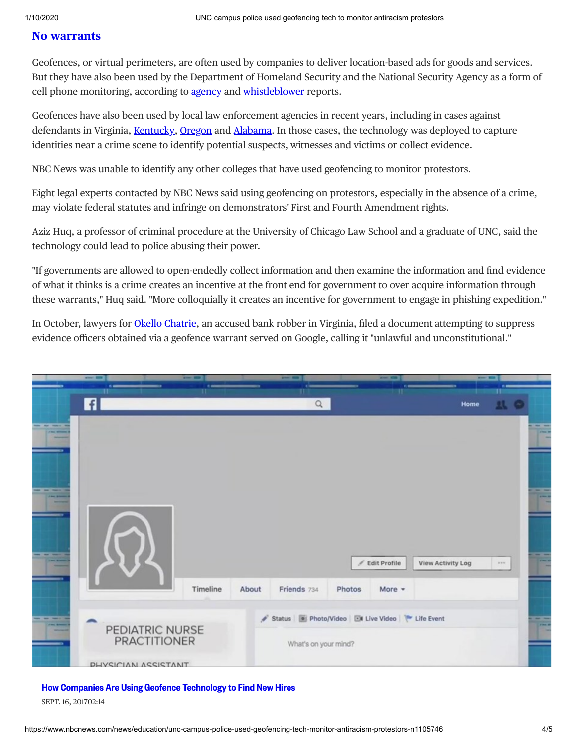## No warrants

Geofences, or virtual perimeters, are often used by companies to deliver location-based ads for goods and services. But they have also been used by the Department of Homeland Security and the National Security Agency as a form of cell phone monitoring, according to agency and whistleblower reports.

Geofences have also been used by local law enforcement agencies in recent years, including in cases against defendants in Virginia, Kentucky, Oregon and Alabama. In those cases, the technology was deployed to capture identities near a crime scene to identify potential suspects, witnesses and victims or collect evidence.

NBC News was unable to identify any other colleges that have used geofencing to monitor protestors.

Eight legal experts contacted by NBC News said using geofencing on protestors, especially in the absence of a crime, may violate federal statutes and infringe on demonstrators' First and Fourth Amendment rights.

Aziz Huq, a professor of criminal procedure at the University of Chicago Law School and a graduate of UNC, said the technology could lead to police abusing their power.

"If governments are allowed to open-endedly collect information and then examine the information and find evidence of what it thinks is a crime creates an incentive at the front end for government to over acquire information through these warrants," Huq said. "More colloquially it creates an incentive for government to engage in phishing expedition."

In October, lawyers for Okello Chatrie, an accused bank robber in Virginia, filed a document attempting to suppress evidence officers obtained via a geofence warrant served on Google, calling it "unlawful and unconstitutional."

**How Companies Are Using Geofence Technology to Find New Hires**

SEPT. 16, 201702:14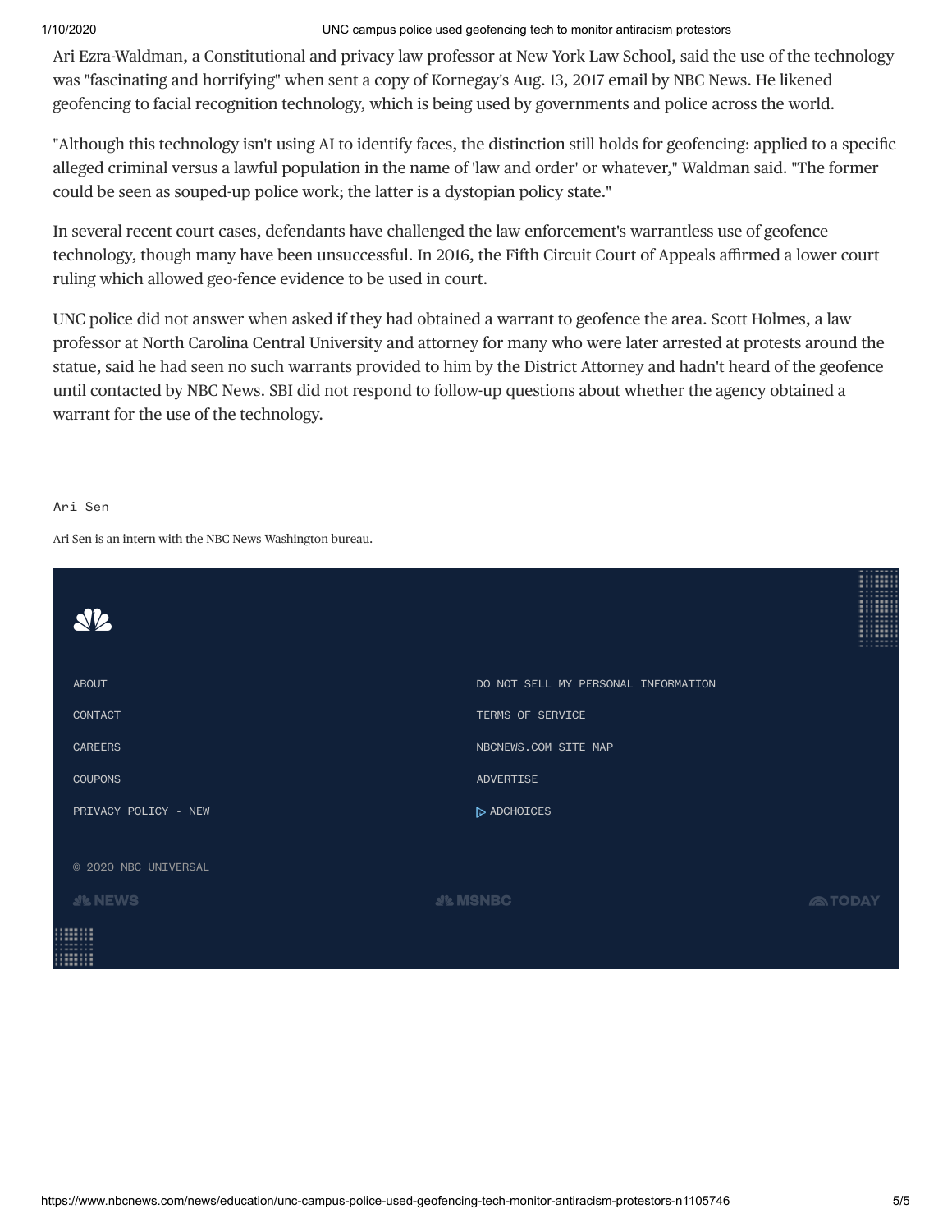Ari Ezra-Waldman, a Constitutional and privacy law professor at New York Law School, said the use of the technology was "fascinating and horrifying" when sent a copy of Kornegay's Aug. 13, 2017 email by NBC News. He likened geofencing to facial recognition technology, which is being used by governments and police across the world.

"Although this technology isn't using AI to identify faces, the distinction still holds for geofencing: applied to a specific alleged criminal versus a lawful population in the name of 'law and order' or whatever," Waldman said. "The former could be seen as souped-up police work; the latter is a dystopian policy state."

In several recent court cases, defendants have challenged the law enforcement's warrantless use of geofence technology, though many have been unsuccessful. In 2016, the Fifth Circuit Court of Appeals affirmed a lower court ruling which allowed geo-fence evidence to be used in court.

UNC police did not answer when asked if they had obtained a warrant to geofence the area. Scott Holmes, a law professor at North Carolina Central University and attorney for many who were later arrested at protests around the statue, said he had seen no such warrants provided to him by the District Attorney and hadn't heard of the geofence until contacted by NBC News. SBI did not respond to follow-up questions about whether the agency obtained a warrant for the use of the technology.

Ari Sen

Ari Sen is an intern with the NBC News Washington bureau.

ABOUT

CONTACT

CAREERS

COUPONS

PRIVACY POLICY - NEW

DO NOT SELL MY PERSONAL INFORMATION

TERMS OF SERVICE

NBCNEWS.COM SITE MAP

ADVERTISE

ADCHOICES

© 2020 NBC UNIVERSAL

NEWS

MSNBC

TODAY